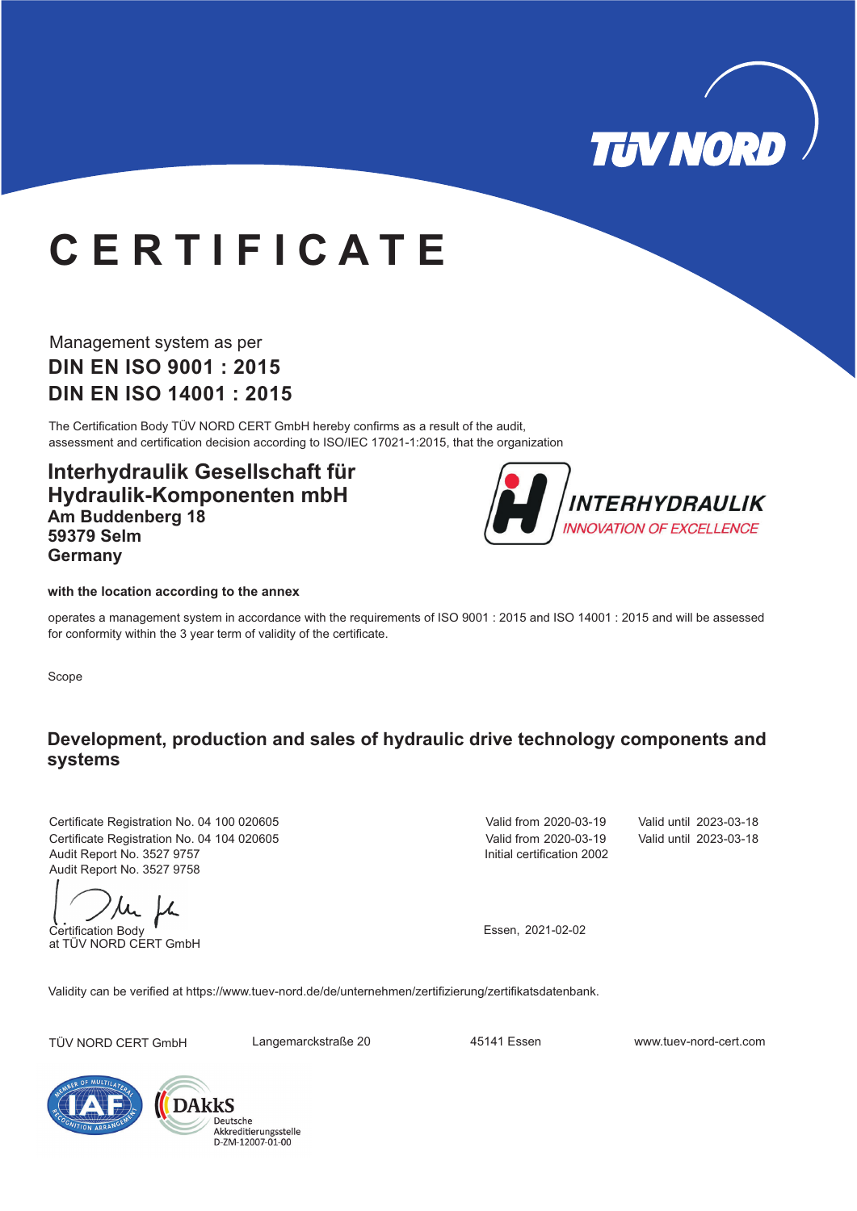TÜV NORD

# CERTIFICATE

Management system as per

**DIN EN ISO 9001 : 2015**
**DIN EN ISO 14001 : 2015**

The Certification Body TÜV NORD CERT GmbH hereby confirms as a result of the audit, assessment and certification decision according to ISO/IEC 17021-1:2015, that the organization

**Interhydraulik Gesellschaft für Hydraulik-Komponenten mbH**
**Am Buddenberg 18**
**59379 Selm**
**Germany**

INTERHYDRAULIK
*INNOVATION OF EXCELLENCE*

**with the location according to the annex**

operates a management system in accordance with the requirements of ISO 9001 : 2015 and ISO 14001 : 2015 and will be assessed for conformity within the 3 year term of validity of the certificate.

Scope

**Development, production and sales of hydraulic drive technology components and systems**

| | | |
|---|---|---|
| Certificate Registration No. 04 100 020605 | Valid from 2020-03-19 | Valid until 2023-03-18 |
| Certificate Registration No. 04 104 020605 | Valid from 2020-03-19 | Valid until 2023-03-18 |
| Audit Report No. 3527 9757 | Initial certification 2002 | |
| Audit Report No. 3527 9758 | | |

Certification Body
at TÜV NORD CERT GmbH

Essen, 2021-02-02

Validity can be verified at https://www.tuev-nord.de/de/unternehmen/zertifizierung/zertifikatsdatenbank.

TÜV NORD CERT GmbH  Langemarckstraße 20  45141 Essen  www.tuev-nord-cert.com

DAkkS Deutsche Akkreditierungsstelle D-ZM-12007-01-00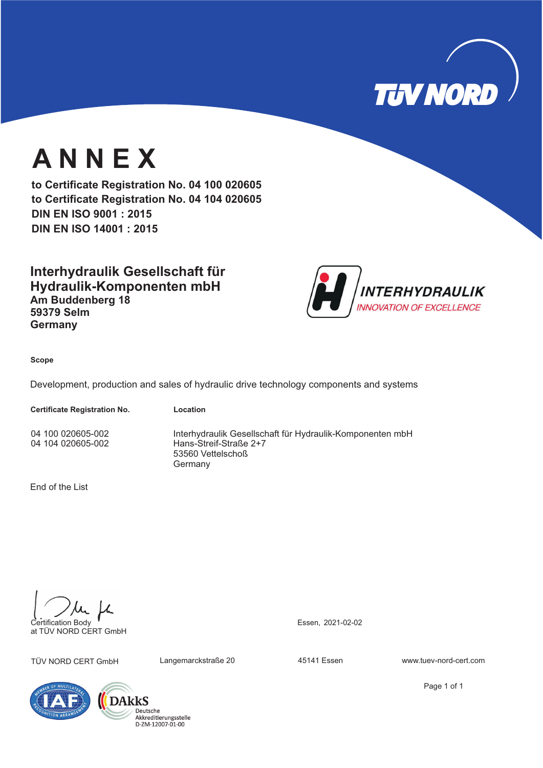TÜV NORD

# A N N E X

**to Certificate Registration No. 04 100 020605**
**to Certificate Registration No. 04 104 020605**
**DIN EN ISO 9001 : 2015**
**DIN EN ISO 14001 : 2015**

## Interhydraulik Gesellschaft für Hydraulik-Komponenten mbH

**Am Buddenberg 18**
**59379 Selm**
**Germany**

INTERHYDRAULIK
INNOVATION OF EXCELLENCE

**Scope**

Development, production and sales of hydraulic drive technology components and systems

| **Certificate Registration No.** | **Location** |
|---|---|
| 04 100 020605-002<br>04 104 020605-002 | Interhydraulik Gesellschaft für Hydraulik-Komponenten mbH<br>Hans-Streif-Straße 2+7<br>53560 Vettelschoß<br>Germany |

End of the List

Certification Body
at TÜV NORD CERT GmbH

Essen, 2021-02-02

TÜV NORD CERT GmbH | Langemarckstraße 20 | 45141 Essen | www.tuev-nord-cert.com

DAkkS
Deutsche
Akkreditierungsstelle
D-ZM-12007-01-00